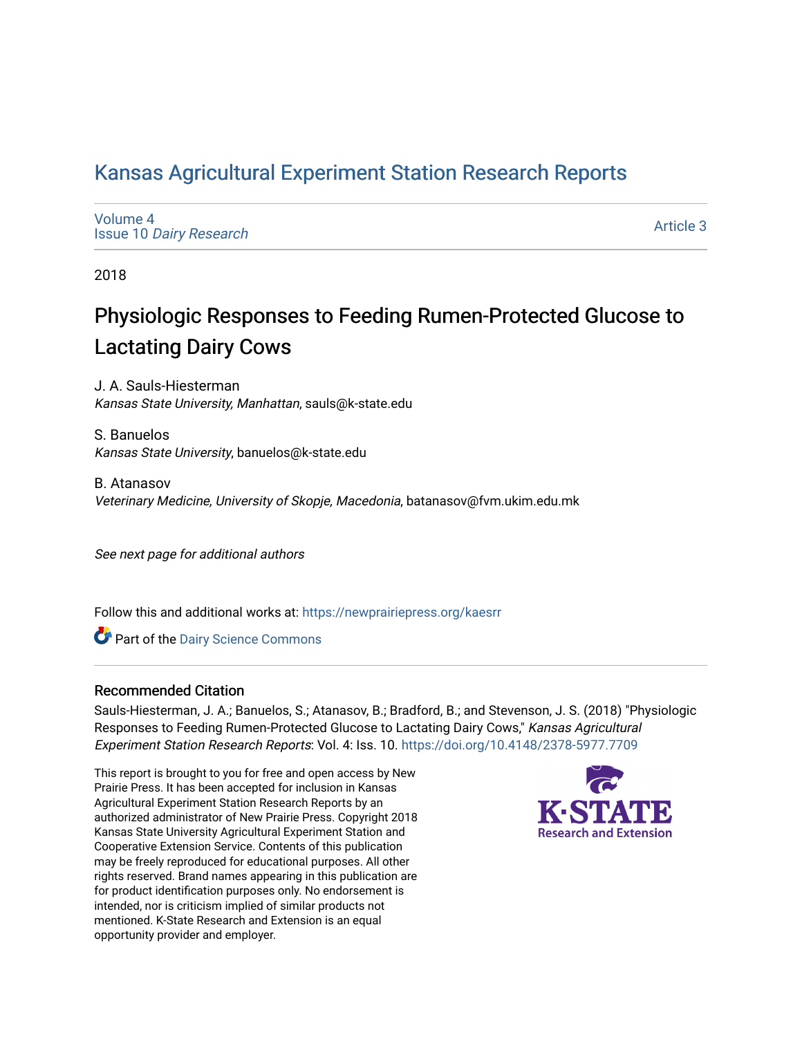# Kansas Agricultural Experiment Station Research Reports

Volume 4
Issue 10 *Dairy Research*

Article 3

2018

## Physiologic Responses to Feeding Rumen-Protected Glucose to Lactating Dairy Cows

J. A. Sauls-Hiesterman
*Kansas State University, Manhattan*, sauls@k-state.edu

S. Banuelos
*Kansas State University*, banuelos@k-state.edu

B. Atanasov
*Veterinary Medicine, University of Skopje, Macedonia*, batanasov@fvm.ukim.edu.mk

*See next page for additional authors*

Follow this and additional works at: https://newprairiepress.org/kaesrr

Part of the Dairy Science Commons

### Recommended Citation

Sauls-Hiesterman, J. A.; Banuelos, S.; Atanasov, B.; Bradford, B.; and Stevenson, J. S. (2018) "Physiologic Responses to Feeding Rumen-Protected Glucose to Lactating Dairy Cows," *Kansas Agricultural Experiment Station Research Reports*: Vol. 4: Iss. 10. https://doi.org/10.4148/2378-5977.7709

This report is brought to you for free and open access by New Prairie Press. It has been accepted for inclusion in Kansas Agricultural Experiment Station Research Reports by an authorized administrator of New Prairie Press. Copyright 2018 Kansas State University Agricultural Experiment Station and Cooperative Extension Service. Contents of this publication may be freely reproduced for educational purposes. All other rights reserved. Brand names appearing in this publication are for product identification purposes only. No endorsement is intended, nor is criticism implied of similar products not mentioned. K-State Research and Extension is an equal opportunity provider and employer.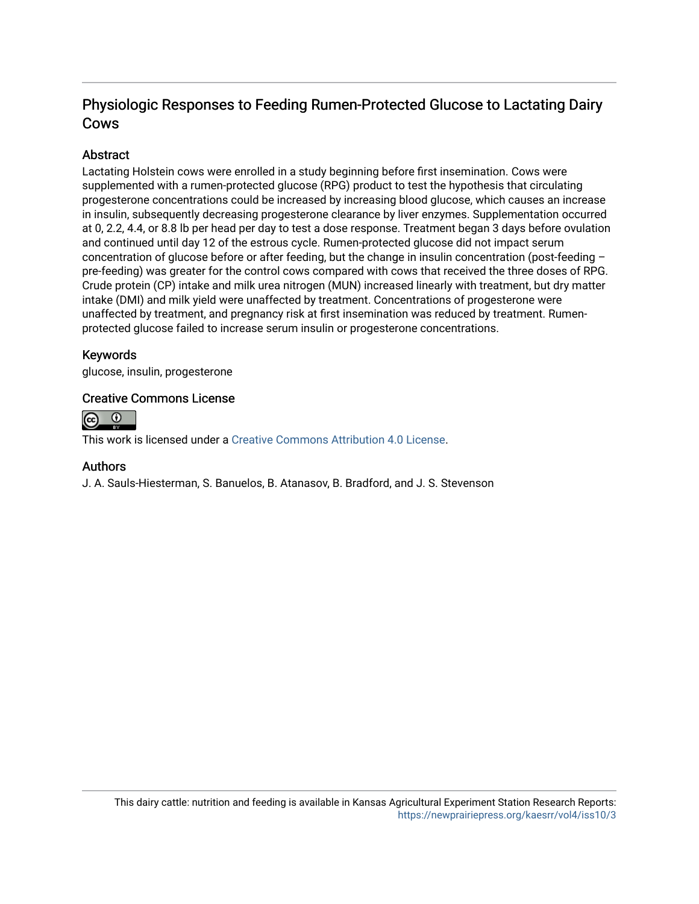# Physiologic Responses to Feeding Rumen-Protected Glucose to Lactating Dairy Cows

## Abstract

Lactating Holstein cows were enrolled in a study beginning before first insemination. Cows were supplemented with a rumen-protected glucose (RPG) product to test the hypothesis that circulating progesterone concentrations could be increased by increasing blood glucose, which causes an increase in insulin, subsequently decreasing progesterone clearance by liver enzymes. Supplementation occurred at 0, 2.2, 4.4, or 8.8 lb per head per day to test a dose response. Treatment began 3 days before ovulation and continued until day 12 of the estrous cycle. Rumen-protected glucose did not impact serum concentration of glucose before or after feeding, but the change in insulin concentration (post-feeding – pre-feeding) was greater for the control cows compared with cows that received the three doses of RPG. Crude protein (CP) intake and milk urea nitrogen (MUN) increased linearly with treatment, but dry matter intake (DMI) and milk yield were unaffected by treatment. Concentrations of progesterone were unaffected by treatment, and pregnancy risk at first insemination was reduced by treatment. Rumen-protected glucose failed to increase serum insulin or progesterone concentrations.

## Keywords

glucose, insulin, progesterone

## Creative Commons License

This work is licensed under a Creative Commons Attribution 4.0 License.

## Authors

J. A. Sauls-Hiesterman, S. Banuelos, B. Atanasov, B. Bradford, and J. S. Stevenson

This dairy cattle: nutrition and feeding is available in Kansas Agricultural Experiment Station Research Reports: https://newprairiepress.org/kaesrr/vol4/iss10/3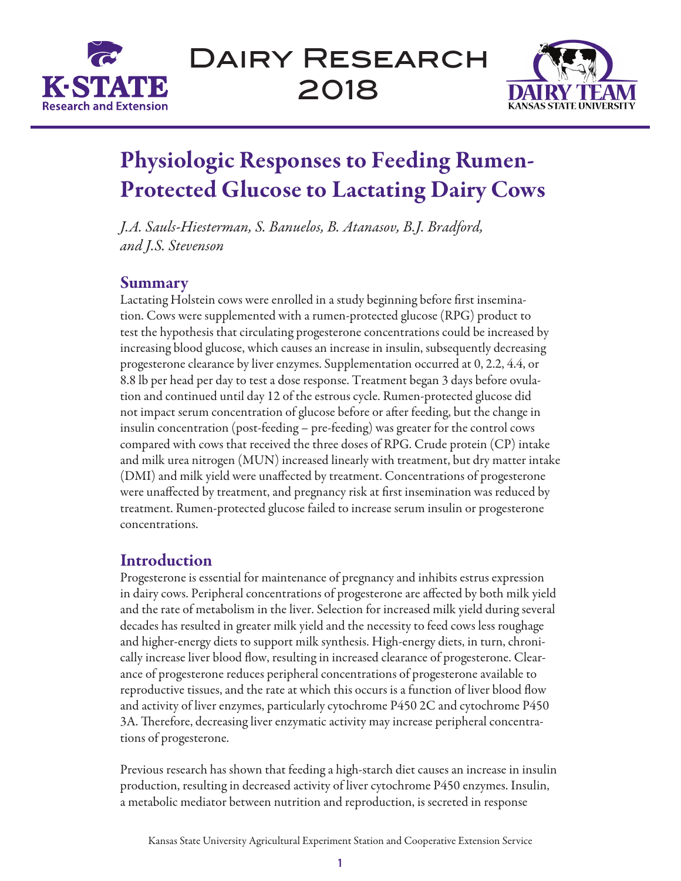# Physiologic Responses to Feeding Rumen-Protected Glucose to Lactating Dairy Cows

*J.A. Sauls-Hiesterman, S. Banuelos, B. Atanasov, B.J. Bradford, and J.S. Stevenson*

## Summary

Lactating Holstein cows were enrolled in a study beginning before first insemination. Cows were supplemented with a rumen-protected glucose (RPG) product to test the hypothesis that circulating progesterone concentrations could be increased by increasing blood glucose, which causes an increase in insulin, subsequently decreasing progesterone clearance by liver enzymes. Supplementation occurred at 0, 2.2, 4.4, or 8.8 lb per head per day to test a dose response. Treatment began 3 days before ovulation and continued until day 12 of the estrous cycle. Rumen-protected glucose did not impact serum concentration of glucose before or after feeding, but the change in insulin concentration (post-feeding – pre-feeding) was greater for the control cows compared with cows that received the three doses of RPG. Crude protein (CP) intake and milk urea nitrogen (MUN) increased linearly with treatment, but dry matter intake (DMI) and milk yield were unaffected by treatment. Concentrations of progesterone were unaffected by treatment, and pregnancy risk at first insemination was reduced by treatment. Rumen-protected glucose failed to increase serum insulin or progesterone concentrations.

## Introduction

Progesterone is essential for maintenance of pregnancy and inhibits estrus expression in dairy cows. Peripheral concentrations of progesterone are affected by both milk yield and the rate of metabolism in the liver. Selection for increased milk yield during several decades has resulted in greater milk yield and the necessity to feed cows less roughage and higher-energy diets to support milk synthesis. High-energy diets, in turn, chronically increase liver blood flow, resulting in increased clearance of progesterone. Clearance of progesterone reduces peripheral concentrations of progesterone available to reproductive tissues, and the rate at which this occurs is a function of liver blood flow and activity of liver enzymes, particularly cytochrome P450 2C and cytochrome P450 3A. Therefore, decreasing liver enzymatic activity may increase peripheral concentrations of progesterone.

Previous research has shown that feeding a high-starch diet causes an increase in insulin production, resulting in decreased activity of liver cytochrome P450 enzymes. Insulin, a metabolic mediator between nutrition and reproduction, is secreted in response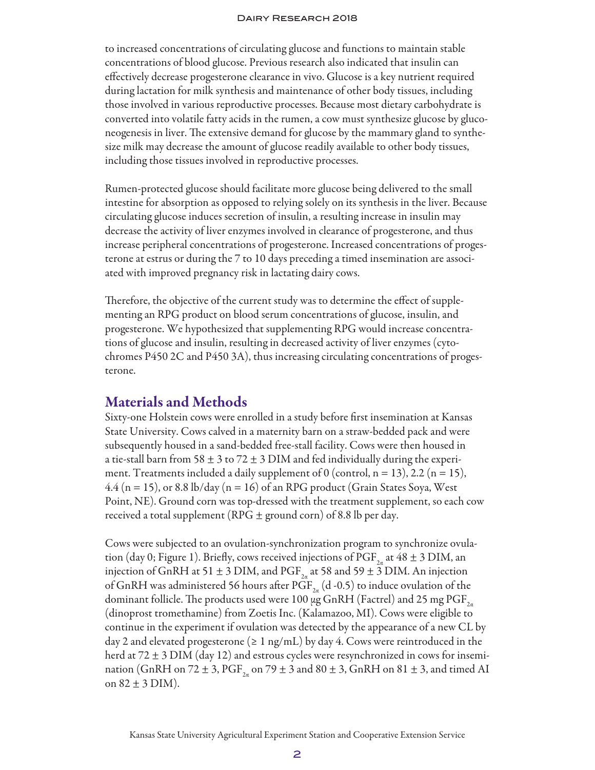to increased concentrations of circulating glucose and functions to maintain stable concentrations of blood glucose. Previous research also indicated that insulin can effectively decrease progesterone clearance in vivo. Glucose is a key nutrient required during lactation for milk synthesis and maintenance of other body tissues, including those involved in various reproductive processes. Because most dietary carbohydrate is converted into volatile fatty acids in the rumen, a cow must synthesize glucose by gluconeogenesis in liver. The extensive demand for glucose by the mammary gland to synthesize milk may decrease the amount of glucose readily available to other body tissues, including those tissues involved in reproductive processes.

Rumen-protected glucose should facilitate more glucose being delivered to the small intestine for absorption as opposed to relying solely on its synthesis in the liver. Because circulating glucose induces secretion of insulin, a resulting increase in insulin may decrease the activity of liver enzymes involved in clearance of progesterone, and thus increase peripheral concentrations of progesterone. Increased concentrations of progesterone at estrus or during the 7 to 10 days preceding a timed insemination are associated with improved pregnancy risk in lactating dairy cows.

Therefore, the objective of the current study was to determine the effect of supplementing an RPG product on blood serum concentrations of glucose, insulin, and progesterone. We hypothesized that supplementing RPG would increase concentrations of glucose and insulin, resulting in decreased activity of liver enzymes (cytochromes P450 2C and P450 3A), thus increasing circulating concentrations of progesterone.

## Materials and Methods

Sixty-one Holstein cows were enrolled in a study before first insemination at Kansas State University. Cows calved in a maternity barn on a straw-bedded pack and were subsequently housed in a sand-bedded free-stall facility. Cows were then housed in a tie-stall barn from 58 ± 3 to 72 ± 3 DIM and fed individually during the experiment. Treatments included a daily supplement of 0 (control, n = 13), 2.2 (n = 15), 4.4 (n = 15), or 8.8 lb/day (n = 16) of an RPG product (Grain States Soya, West Point, NE). Ground corn was top-dressed with the treatment supplement, so each cow received a total supplement (RPG ± ground corn) of 8.8 lb per day.

Cows were subjected to an ovulation-synchronization program to synchronize ovulation (day 0; Figure 1). Briefly, cows received injections of $PGF_{2\alpha}$ at 48 ± 3 DIM, an injection of GnRH at 51 ± 3 DIM, and $PGF_{2\alpha}$ at 58 and 59 ± 3 DIM. An injection of GnRH was administered 56 hours after $PGF_{2\alpha}$ (d -0.5) to induce ovulation of the dominant follicle. The products used were 100 µg GnRH (Factrel) and 25 mg $PGF_{2\alpha}$ (dinoprost tromethamine) from Zoetis Inc. (Kalamazoo, MI). Cows were eligible to continue in the experiment if ovulation was detected by the appearance of a new CL by day 2 and elevated progesterone (≥ 1 ng/mL) by day 4. Cows were reintroduced in the herd at 72 ± 3 DIM (day 12) and estrous cycles were resynchronized in cows for insemination (GnRH on 72 ± 3, $PGF_{2\alpha}$ on 79 ± 3 and 80 ± 3, GnRH on 81 ± 3, and timed AI on 82 ± 3 DIM).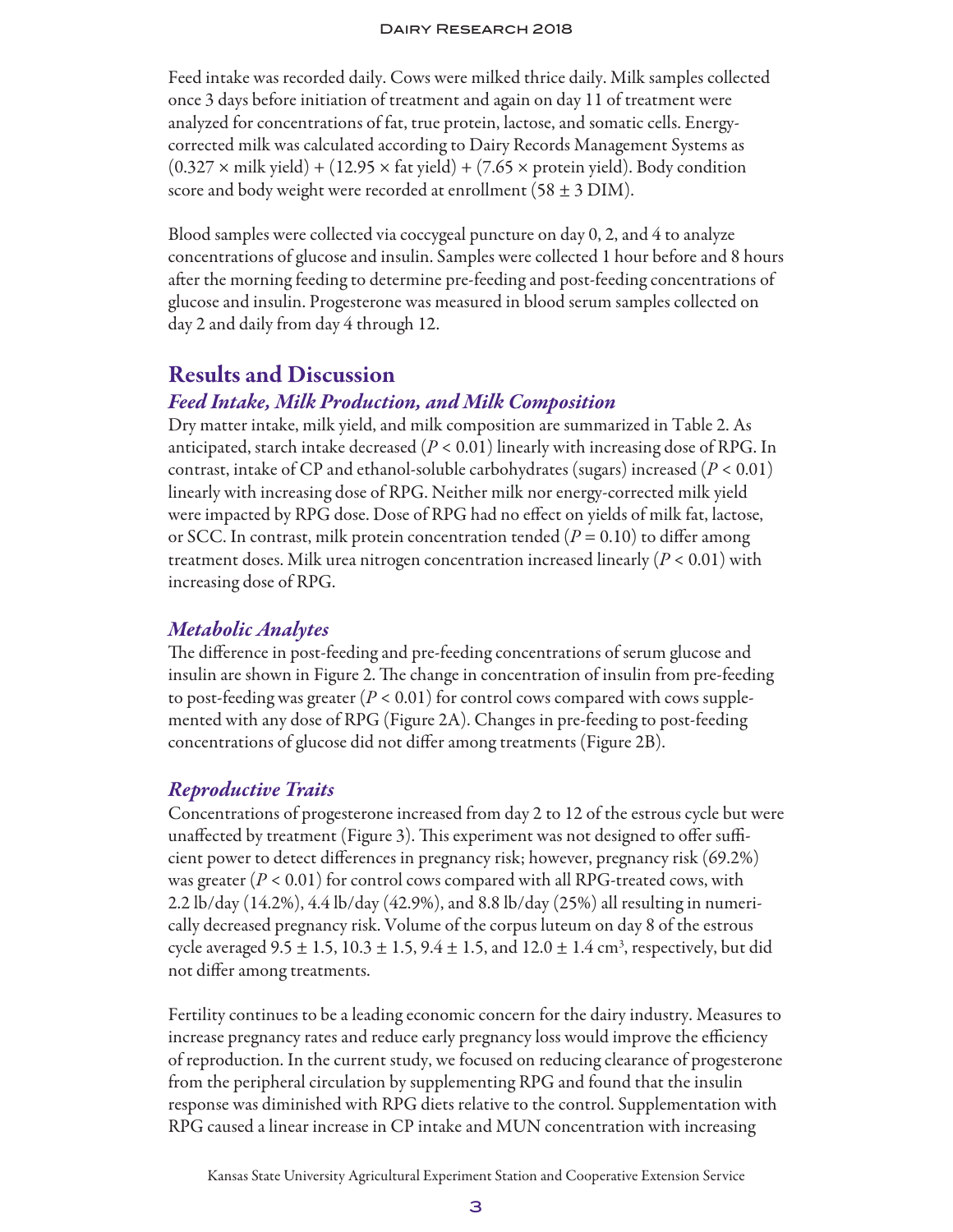Feed intake was recorded daily. Cows were milked thrice daily. Milk samples collected once 3 days before initiation of treatment and again on day 11 of treatment were analyzed for concentrations of fat, true protein, lactose, and somatic cells. Energy-corrected milk was calculated according to Dairy Records Management Systems as $(0.327 \times \text{milk yield}) + (12.95 \times \text{fat yield}) + (7.65 \times \text{protein yield})$. Body condition score and body weight were recorded at enrollment ($58 \pm 3$ DIM).

Blood samples were collected via coccygeal puncture on day 0, 2, and 4 to analyze concentrations of glucose and insulin. Samples were collected 1 hour before and 8 hours after the morning feeding to determine pre-feeding and post-feeding concentrations of glucose and insulin. Progesterone was measured in blood serum samples collected on day 2 and daily from day 4 through 12.

## Results and Discussion

### *Feed Intake, Milk Production, and Milk Composition*

Dry matter intake, milk yield, and milk composition are summarized in Table 2. As anticipated, starch intake decreased ($P < 0.01$) linearly with increasing dose of RPG. In contrast, intake of CP and ethanol-soluble carbohydrates (sugars) increased ($P < 0.01$) linearly with increasing dose of RPG. Neither milk nor energy-corrected milk yield were impacted by RPG dose. Dose of RPG had no effect on yields of milk fat, lactose, or SCC. In contrast, milk protein concentration tended ($P = 0.10$) to differ among treatment doses. Milk urea nitrogen concentration increased linearly ($P < 0.01$) with increasing dose of RPG.

### *Metabolic Analytes*

The difference in post-feeding and pre-feeding concentrations of serum glucose and insulin are shown in Figure 2. The change in concentration of insulin from pre-feeding to post-feeding was greater ($P < 0.01$) for control cows compared with cows supplemented with any dose of RPG (Figure 2A). Changes in pre-feeding to post-feeding concentrations of glucose did not differ among treatments (Figure 2B).

### *Reproductive Traits*

Concentrations of progesterone increased from day 2 to 12 of the estrous cycle but were unaffected by treatment (Figure 3). This experiment was not designed to offer sufficient power to detect differences in pregnancy risk; however, pregnancy risk (69.2%) was greater ($P < 0.01$) for control cows compared with all RPG-treated cows, with 2.2 lb/day (14.2%), 4.4 lb/day (42.9%), and 8.8 lb/day (25%) all resulting in numerically decreased pregnancy risk. Volume of the corpus luteum on day 8 of the estrous cycle averaged $9.5 \pm 1.5$, $10.3 \pm 1.5$, $9.4 \pm 1.5$, and $12.0 \pm 1.4$ $cm^3$, respectively, but did not differ among treatments.

Fertility continues to be a leading economic concern for the dairy industry. Measures to increase pregnancy rates and reduce early pregnancy loss would improve the efficiency of reproduction. In the current study, we focused on reducing clearance of progesterone from the peripheral circulation by supplementing RPG and found that the insulin response was diminished with RPG diets relative to the control. Supplementation with RPG caused a linear increase in CP intake and MUN concentration with increasing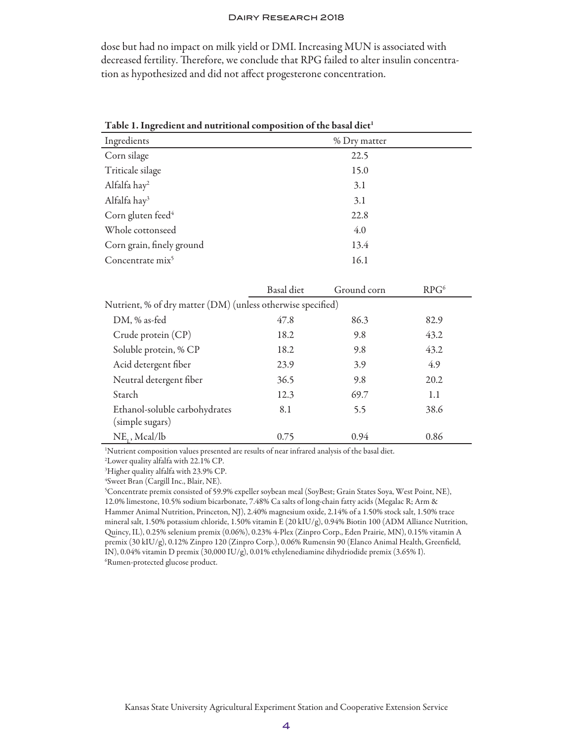dose but had no impact on milk yield or DMI. Increasing MUN is associated with decreased fertility. Therefore, we conclude that RPG failed to alter insulin concentration as hypothesized and did not affect progesterone concentration.

**Table 1. Ingredient and nutritional composition of the basal diet[1]**

| Ingredients | % Dry matter |
|---|---|
| Corn silage | 22.5 |
| Triticale silage | 15.0 |
| Alfalfa hay[2] | 3.1 |
| Alfalfa hay[3] | 3.1 |
| Corn gluten feed[4] | 22.8 |
| Whole cottonseed | 4.0 |
| Corn grain, finely ground | 13.4 |
| Concentrate mix[5] | 16.1 |

| | Basal diet | Ground corn | RPG[6] |
|---|---|---|---|
| Nutrient, % of dry matter (DM) (unless otherwise specified) | | | |
| DM, % as-fed | 47.8 | 86.3 | 82.9 |
| Crude protein (CP) | 18.2 | 9.8 | 43.2 |
| Soluble protein, % CP | 18.2 | 9.8 | 43.2 |
| Acid detergent fiber | 23.9 | 3.9 | 4.9 |
| Neutral detergent fiber | 36.5 | 9.8 | 20.2 |
| Starch | 12.3 | 69.7 | 1.1 |
| Ethanol-soluble carbohydrates (simple sugars) | 8.1 | 5.5 | 38.6 |
| $NE_L$, Mcal/lb | 0.75 | 0.94 | 0.86 |

[1]Nutrient composition values presented are results of near infrared analysis of the basal diet.
[2]Lower quality alfalfa with 22.1% CP.
[3]Higher quality alfalfa with 23.9% CP.
[4]Sweet Bran (Cargill Inc., Blair, NE).
[5]Concentrate premix consisted of 59.9% expeller soybean meal (SoyBest; Grain States Soya, West Point, NE), 12.0% limestone, 10.5% sodium bicarbonate, 7.48% Ca salts of long-chain fatty acids (Megalac R; Arm & Hammer Animal Nutrition, Princeton, NJ), 2.40% magnesium oxide, 2.14% of a 1.50% stock salt, 1.50% trace mineral salt, 1.50% potassium chloride, 1.50% vitamin E (20 kIU/g), 0.94% Biotin 100 (ADM Alliance Nutrition, Quincy, IL), 0.25% selenium premix (0.06%), 0.23% 4-Plex (Zinpro Corp., Eden Prairie, MN), 0.15% vitamin A premix (30 kIU/g), 0.12% Zinpro 120 (Zinpro Corp.), 0.06% Rumensin 90 (Elanco Animal Health, Greenfield, IN), 0.04% vitamin D premix (30,000 IU/g), 0.01% ethylenediamine dihydriodide premix (3.65% I).
[6]Rumen-protected glucose product.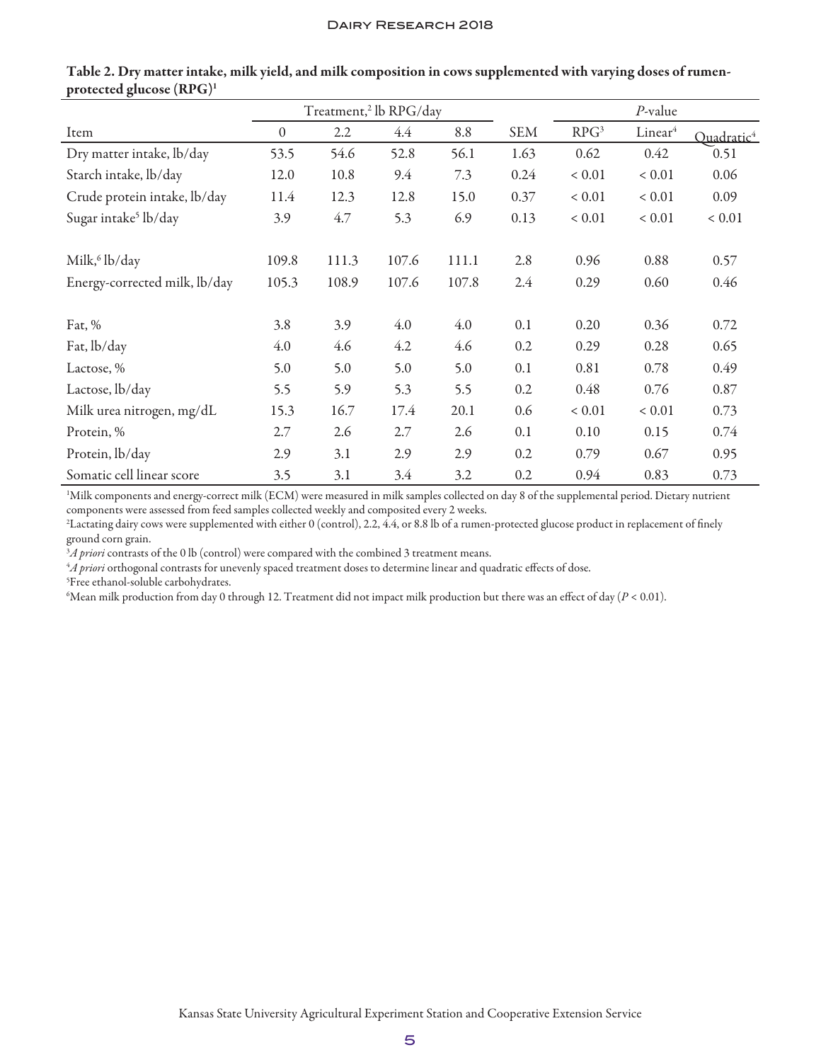**Table 2. Dry matter intake, milk yield, and milk composition in cows supplemented with varying doses of rumen-protected glucose (RPG)[1]**

| | Treatment,[2] lb RPG/day | | | | | *P*-value | | |
|---|---|---|---|---|---|---|---|---|
| Item | 0 | 2.2 | 4.4 | 8.8 | SEM | RPG[3] | Linear[4] | Quadratic[4] |
| Dry matter intake, lb/day | 53.5 | 54.6 | 52.8 | 56.1 | 1.63 | 0.62 | 0.42 | 0.51 |
| Starch intake, lb/day | 12.0 | 10.8 | 9.4 | 7.3 | 0.24 | < 0.01 | < 0.01 | 0.06 |
| Crude protein intake, lb/day | 11.4 | 12.3 | 12.8 | 15.0 | 0.37 | < 0.01 | < 0.01 | 0.09 |
| Sugar intake[5] lb/day | 3.9 | 4.7 | 5.3 | 6.9 | 0.13 | < 0.01 | < 0.01 | < 0.01 |
| Milk,[6] lb/day | 109.8 | 111.3 | 107.6 | 111.1 | 2.8 | 0.96 | 0.88 | 0.57 |
| Energy-corrected milk, lb/day | 105.3 | 108.9 | 107.6 | 107.8 | 2.4 | 0.29 | 0.60 | 0.46 |
| Fat, % | 3.8 | 3.9 | 4.0 | 4.0 | 0.1 | 0.20 | 0.36 | 0.72 |
| Fat, lb/day | 4.0 | 4.6 | 4.2 | 4.6 | 0.2 | 0.29 | 0.28 | 0.65 |
| Lactose, % | 5.0 | 5.0 | 5.0 | 5.0 | 0.1 | 0.81 | 0.78 | 0.49 |
| Lactose, lb/day | 5.5 | 5.9 | 5.3 | 5.5 | 0.2 | 0.48 | 0.76 | 0.87 |
| Milk urea nitrogen, mg/dL | 15.3 | 16.7 | 17.4 | 20.1 | 0.6 | < 0.01 | < 0.01 | 0.73 |
| Protein, % | 2.7 | 2.6 | 2.7 | 2.6 | 0.1 | 0.10 | 0.15 | 0.74 |
| Protein, lb/day | 2.9 | 3.1 | 2.9 | 2.9 | 0.2 | 0.79 | 0.67 | 0.95 |
| Somatic cell linear score | 3.5 | 3.1 | 3.4 | 3.2 | 0.2 | 0.94 | 0.83 | 0.73 |

[1]Milk components and energy-correct milk (ECM) were measured in milk samples collected on day 8 of the supplemental period. Dietary nutrient components were assessed from feed samples collected weekly and composited every 2 weeks.
[2]Lactating dairy cows were supplemented with either 0 (control), 2.2, 4.4, or 8.8 lb of a rumen-protected glucose product in replacement of finely ground corn grain.
[3]*A priori* contrasts of the 0 lb (control) were compared with the combined 3 treatment means.
[4]*A priori* orthogonal contrasts for unevenly spaced treatment doses to determine linear and quadratic effects of dose.
[5]Free ethanol-soluble carbohydrates.
[6]Mean milk production from day 0 through 12. Treatment did not impact milk production but there was an effect of day ($P < 0.01$).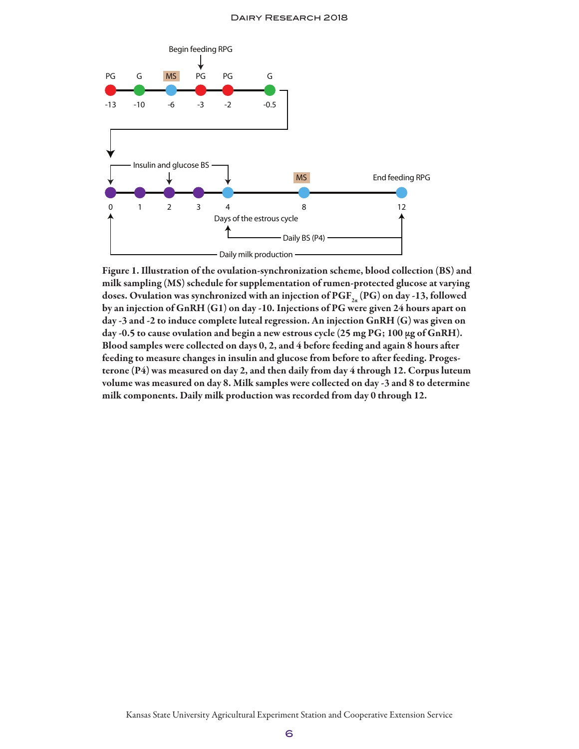Figure 1. Illustration of the ovulation-synchronization scheme, blood collection (BS) and milk sampling (MS) schedule for supplementation of rumen-protected glucose at varying doses. Ovulation was synchronized with an injection of $PGF_{2\alpha}$ (PG) on day -13, followed by an injection of GnRH (G1) on day -10. Injections of PG were given 24 hours apart on day -3 and -2 to induce complete luteal regression. An injection GnRH (G) was given on day -0.5 to cause ovulation and begin a new estrous cycle (25 mg PG; 100 μg of GnRH). Blood samples were collected on days 0, 2, and 4 before feeding and again 8 hours after feeding to measure changes in insulin and glucose from before to after feeding. Progesterone (P4) was measured on day 2, and then daily from day 4 through 12. Corpus luteum volume was measured on day 8. Milk samples were collected on day -3 and 8 to determine milk components. Daily milk production was recorded from day 0 through 12.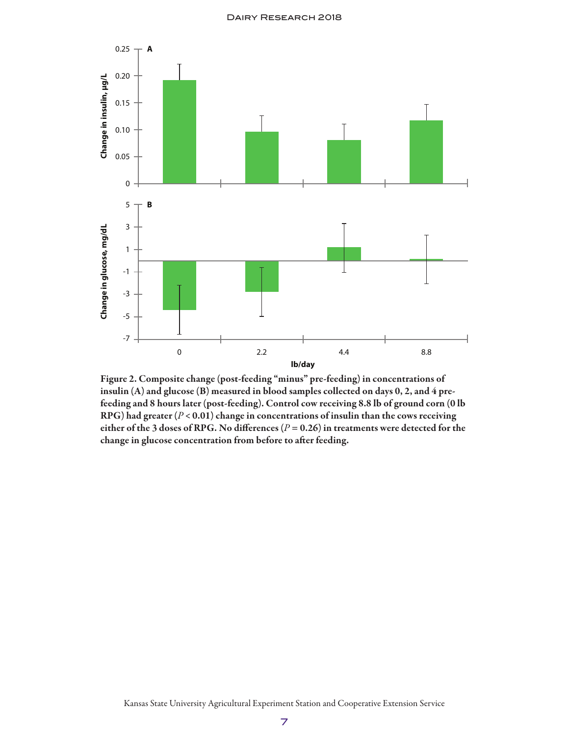**Figure 2. Composite change (post-feeding "minus" pre-feeding) in concentrations of insulin (A) and glucose (B) measured in blood samples collected on days 0, 2, and 4 pre-feeding and 8 hours later (post-feeding). Control cow receiving 8.8 lb of ground corn (0 lb RPG) had greater ($P < 0.01$) change in concentrations of insulin than the cows receiving either of the 3 doses of RPG. No differences ($P = 0.26$) in treatments were detected for the change in glucose concentration from before to after feeding.**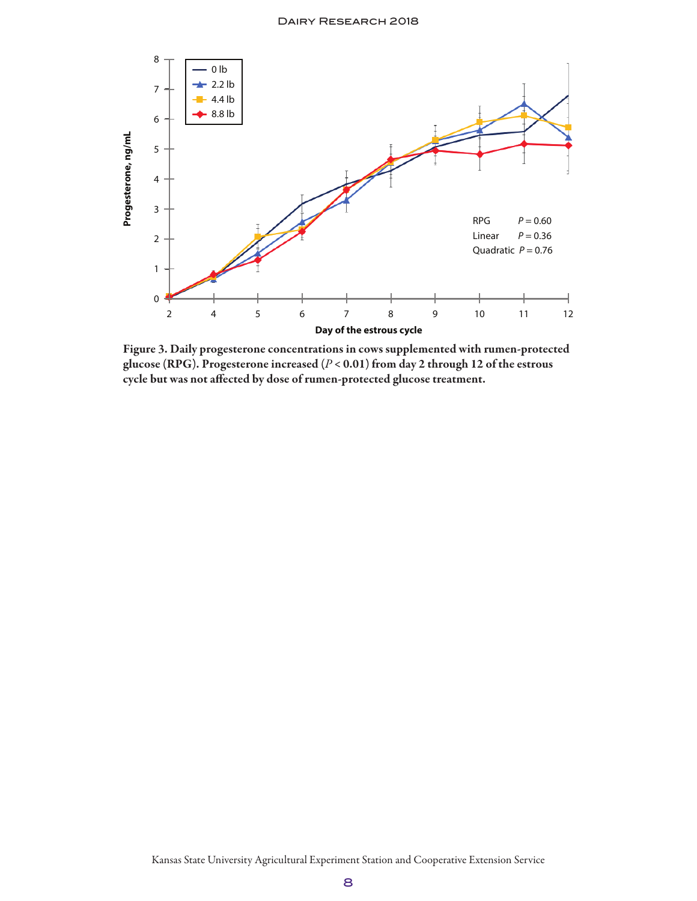Progesterone, ng/mL

8
7
6
5
4
3
2
1
0

2 4 5 6 7 8 9 10 11 12

Day of the estrous cycle

0 lb
2.2 lb
4.4 lb
8.8 lb

RPG $P = 0.60$
Linear $P = 0.36$
Quadratic $P = 0.76$

**Figure 3. Daily progesterone concentrations in cows supplemented with rumen-protected glucose (RPG). Progesterone increased ($P < 0.01$) from day 2 through 12 of the estrous cycle but was not affected by dose of rumen-protected glucose treatment.**